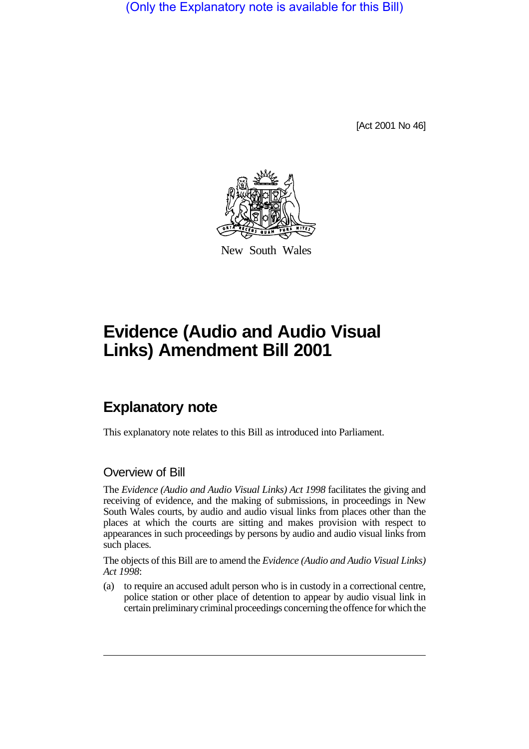(Only the Explanatory note is available for this Bill)

[Act 2001 No 46]

New South Wales

# Evidence (Audio and Audio Visual Links) Amendment Bill 2001

## Explanatory note

This explanatory note relates to this Bill as introduced into Parliament.

### Overview of Bill

The *Evidence (Audio and Audio Visual Links) Act 1998* facilitates the giving and receiving of evidence, and the making of submissions, in proceedings in New South Wales courts, by audio and audio visual links from places other than the places at which the courts are sitting and makes provision with respect to appearances in such proceedings by persons by audio and audio visual links from such places.

The objects of this Bill are to amend the *Evidence (Audio and Audio Visual Links) Act 1998*:

(a) to require an accused adult person who is in custody in a correctional centre, police station or other place of detention to appear by audio visual link in certain preliminary criminal proceedings concerning the offence for which the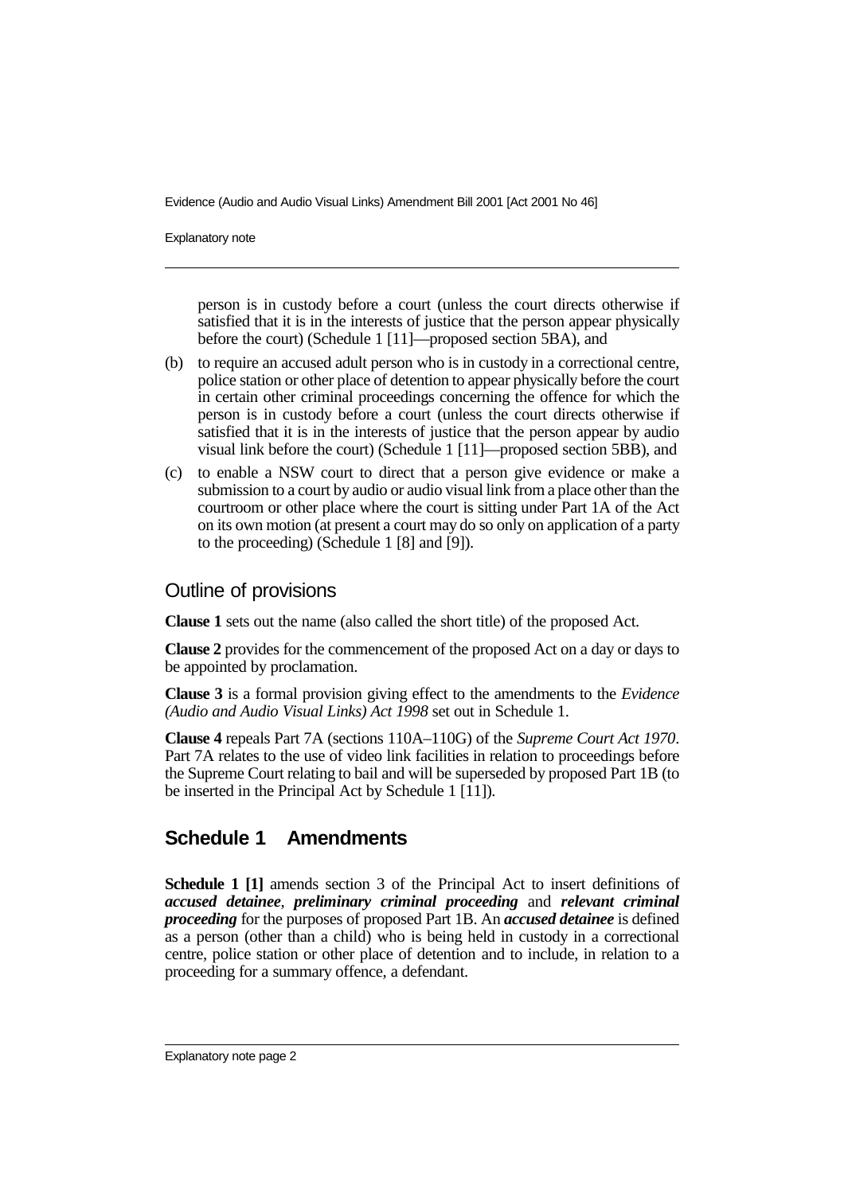person is in custody before a court (unless the court directs otherwise if satisfied that it is in the interests of justice that the person appear physically before the court) (Schedule 1 [11]—proposed section 5BA), and

(b) to require an accused adult person who is in custody in a correctional centre, police station or other place of detention to appear physically before the court in certain other criminal proceedings concerning the offence for which the person is in custody before a court (unless the court directs otherwise if satisfied that it is in the interests of justice that the person appear by audio visual link before the court) (Schedule 1 [11]—proposed section 5BB), and

(c) to enable a NSW court to direct that a person give evidence or make a submission to a court by audio or audio visual link from a place other than the courtroom or other place where the court is sitting under Part 1A of the Act on its own motion (at present a court may do so only on application of a party to the proceeding) (Schedule 1 [8] and [9]).

## Outline of provisions

**Clause 1** sets out the name (also called the short title) of the proposed Act.

**Clause 2** provides for the commencement of the proposed Act on a day or days to be appointed by proclamation.

**Clause 3** is a formal provision giving effect to the amendments to the *Evidence (Audio and Audio Visual Links) Act 1998* set out in Schedule 1.

**Clause 4** repeals Part 7A (sections 110A–110G) of the *Supreme Court Act 1970*. Part 7A relates to the use of video link facilities in relation to proceedings before the Supreme Court relating to bail and will be superseded by proposed Part 1B (to be inserted in the Principal Act by Schedule 1 [11]).

## Schedule 1 Amendments

**Schedule 1 [1]** amends section 3 of the Principal Act to insert definitions of ***accused detainee***, ***preliminary criminal proceeding*** and ***relevant criminal proceeding*** for the purposes of proposed Part 1B. An ***accused detainee*** is defined as a person (other than a child) who is being held in custody in a correctional centre, police station or other place of detention and to include, in relation to a proceeding for a summary offence, a defendant.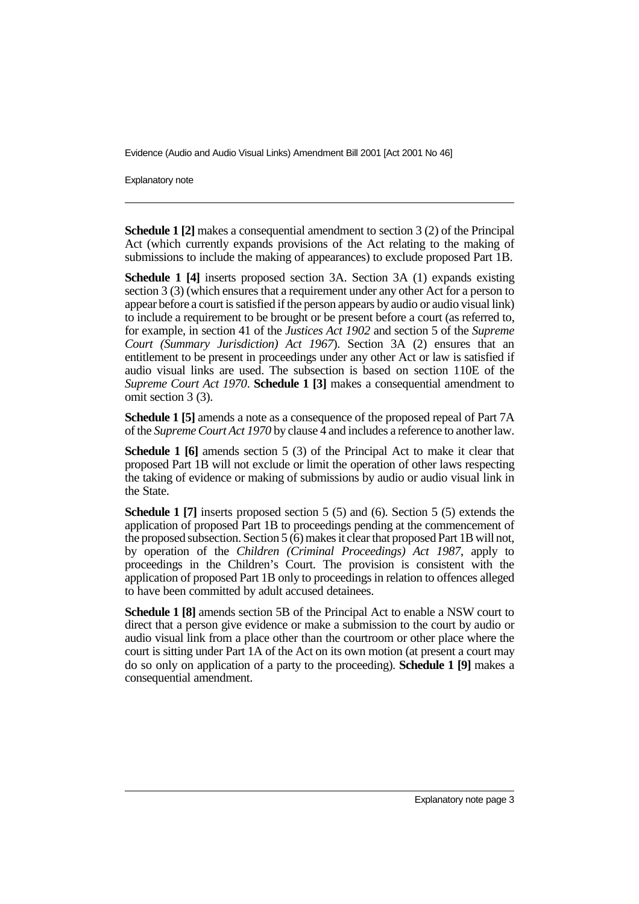**Schedule 1 [2]** makes a consequential amendment to section 3 (2) of the Principal Act (which currently expands provisions of the Act relating to the making of submissions to include the making of appearances) to exclude proposed Part 1B.

**Schedule 1 [4]** inserts proposed section 3A. Section 3A (1) expands existing section 3 (3) (which ensures that a requirement under any other Act for a person to appear before a court is satisfied if the person appears by audio or audio visual link) to include a requirement to be brought or be present before a court (as referred to, for example, in section 41 of the *Justices Act 1902* and section 5 of the *Supreme Court (Summary Jurisdiction) Act 1967*). Section 3A (2) ensures that an entitlement to be present in proceedings under any other Act or law is satisfied if audio visual links are used. The subsection is based on section 110E of the *Supreme Court Act 1970*. **Schedule 1 [3]** makes a consequential amendment to omit section 3 (3).

**Schedule 1 [5]** amends a note as a consequence of the proposed repeal of Part 7A of the *Supreme Court Act 1970* by clause 4 and includes a reference to another law.

**Schedule 1 [6]** amends section 5 (3) of the Principal Act to make it clear that proposed Part 1B will not exclude or limit the operation of other laws respecting the taking of evidence or making of submissions by audio or audio visual link in the State.

**Schedule 1 [7]** inserts proposed section 5 (5) and (6). Section 5 (5) extends the application of proposed Part 1B to proceedings pending at the commencement of the proposed subsection. Section 5 (6) makes it clear that proposed Part 1B will not, by operation of the *Children (Criminal Proceedings) Act 1987*, apply to proceedings in the Children's Court. The provision is consistent with the application of proposed Part 1B only to proceedings in relation to offences alleged to have been committed by adult accused detainees.

**Schedule 1 [8]** amends section 5B of the Principal Act to enable a NSW court to direct that a person give evidence or make a submission to the court by audio or audio visual link from a place other than the courtroom or other place where the court is sitting under Part 1A of the Act on its own motion (at present a court may do so only on application of a party to the proceeding). **Schedule 1 [9]** makes a consequential amendment.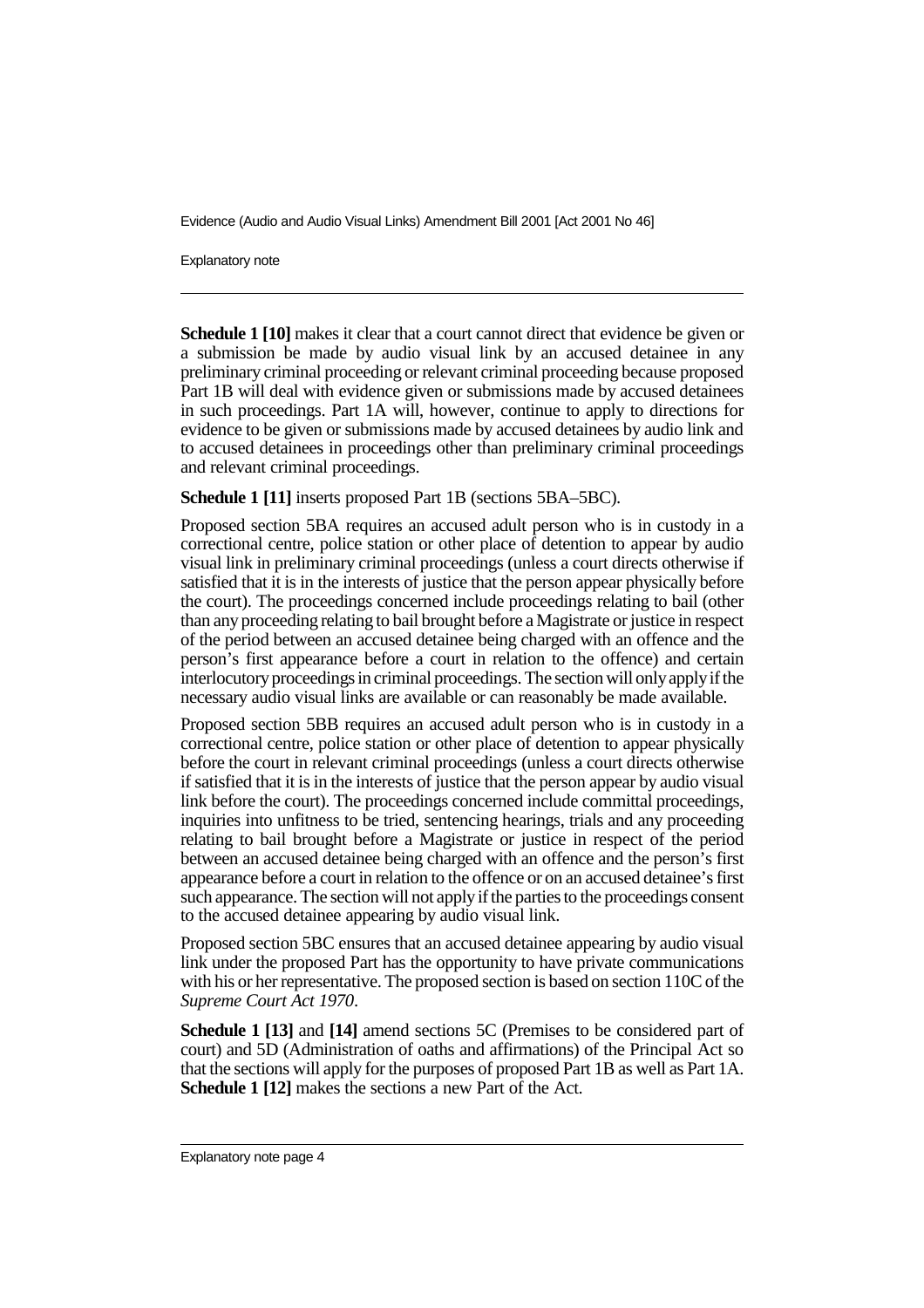**Schedule 1 [10]** makes it clear that a court cannot direct that evidence be given or a submission be made by audio visual link by an accused detainee in any preliminary criminal proceeding or relevant criminal proceeding because proposed Part 1B will deal with evidence given or submissions made by accused detainees in such proceedings. Part 1A will, however, continue to apply to directions for evidence to be given or submissions made by accused detainees by audio link and to accused detainees in proceedings other than preliminary criminal proceedings and relevant criminal proceedings.

**Schedule 1 [11]** inserts proposed Part 1B (sections 5BA–5BC).

Proposed section 5BA requires an accused adult person who is in custody in a correctional centre, police station or other place of detention to appear by audio visual link in preliminary criminal proceedings (unless a court directs otherwise if satisfied that it is in the interests of justice that the person appear physically before the court). The proceedings concerned include proceedings relating to bail (other than any proceeding relating to bail brought before a Magistrate or justice in respect of the period between an accused detainee being charged with an offence and the person's first appearance before a court in relation to the offence) and certain interlocutory proceedings in criminal proceedings. The section will only apply if the necessary audio visual links are available or can reasonably be made available.

Proposed section 5BB requires an accused adult person who is in custody in a correctional centre, police station or other place of detention to appear physically before the court in relevant criminal proceedings (unless a court directs otherwise if satisfied that it is in the interests of justice that the person appear by audio visual link before the court). The proceedings concerned include committal proceedings, inquiries into unfitness to be tried, sentencing hearings, trials and any proceeding relating to bail brought before a Magistrate or justice in respect of the period between an accused detainee being charged with an offence and the person's first appearance before a court in relation to the offence or on an accused detainee's first such appearance. The section will not apply if the parties to the proceedings consent to the accused detainee appearing by audio visual link.

Proposed section 5BC ensures that an accused detainee appearing by audio visual link under the proposed Part has the opportunity to have private communications with his or her representative. The proposed section is based on section 110C of the *Supreme Court Act 1970*.

**Schedule 1 [13]** and **[14]** amend sections 5C (Premises to be considered part of court) and 5D (Administration of oaths and affirmations) of the Principal Act so that the sections will apply for the purposes of proposed Part 1B as well as Part 1A. **Schedule 1 [12]** makes the sections a new Part of the Act.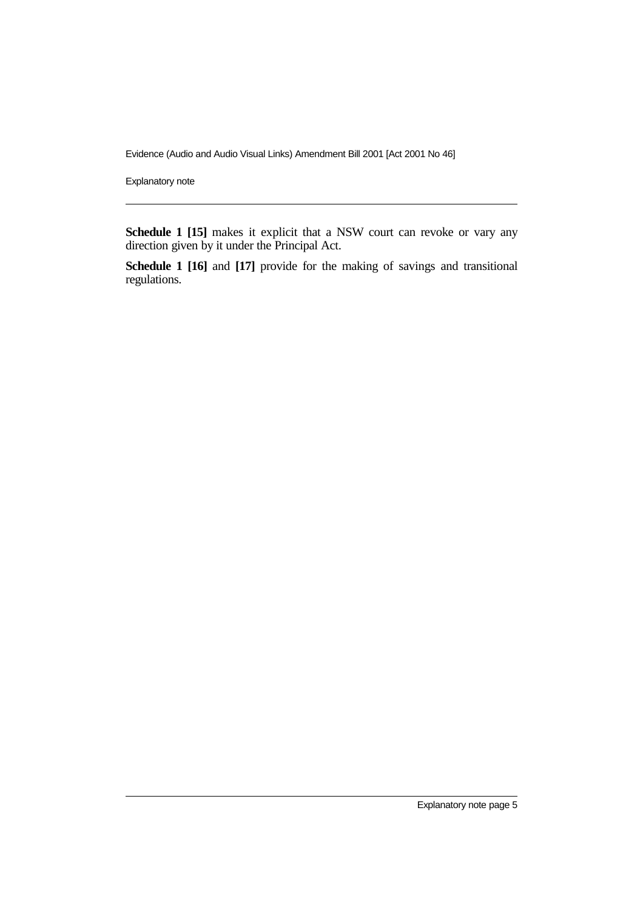**Schedule 1 [15]** makes it explicit that a NSW court can revoke or vary any direction given by it under the Principal Act.

**Schedule 1 [16]** and **[17]** provide for the making of savings and transitional regulations.